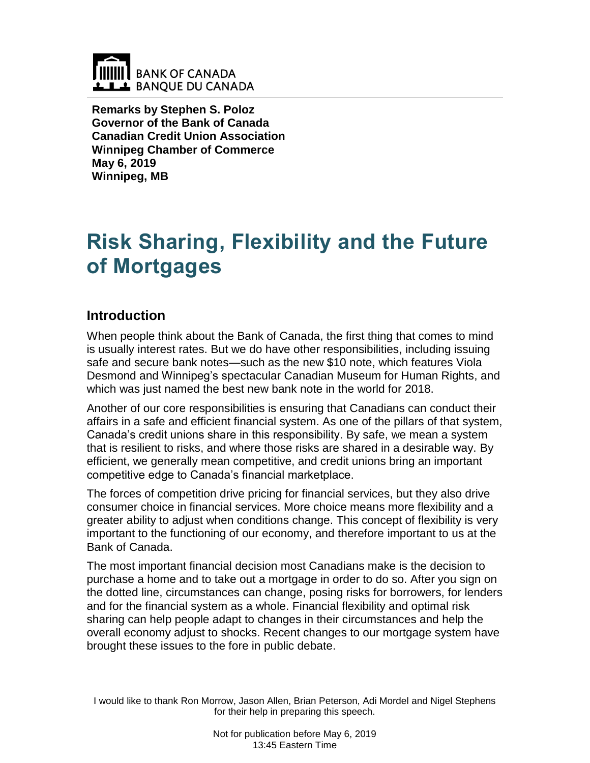BANK OF CANADA
BANQUE DU CANADA

**Remarks by Stephen S. Poloz**
**Governor of the Bank of Canada**
**Canadian Credit Union Association**
**Winnipeg Chamber of Commerce**
**May 6, 2019**
**Winnipeg, MB**

# Risk Sharing, Flexibility and the Future of Mortgages

## Introduction

When people think about the Bank of Canada, the first thing that comes to mind is usually interest rates. But we do have other responsibilities, including issuing safe and secure bank notes—such as the new $10 note, which features Viola Desmond and Winnipeg's spectacular Canadian Museum for Human Rights, and which was just named the best new bank note in the world for 2018.

Another of our core responsibilities is ensuring that Canadians can conduct their affairs in a safe and efficient financial system. As one of the pillars of that system, Canada's credit unions share in this responsibility. By safe, we mean a system that is resilient to risks, and where those risks are shared in a desirable way. By efficient, we generally mean competitive, and credit unions bring an important competitive edge to Canada's financial marketplace.

The forces of competition drive pricing for financial services, but they also drive consumer choice in financial services. More choice means more flexibility and a greater ability to adjust when conditions change. This concept of flexibility is very important to the functioning of our economy, and therefore important to us at the Bank of Canada.

The most important financial decision most Canadians make is the decision to purchase a home and to take out a mortgage in order to do so. After you sign on the dotted line, circumstances can change, posing risks for borrowers, for lenders and for the financial system as a whole. Financial flexibility and optimal risk sharing can help people adapt to changes in their circumstances and help the overall economy adjust to shocks. Recent changes to our mortgage system have brought these issues to the fore in public debate.

I would like to thank Ron Morrow, Jason Allen, Brian Peterson, Adi Mordel and Nigel Stephens for their help in preparing this speech.

Not for publication before May 6, 2019
13:45 Eastern Time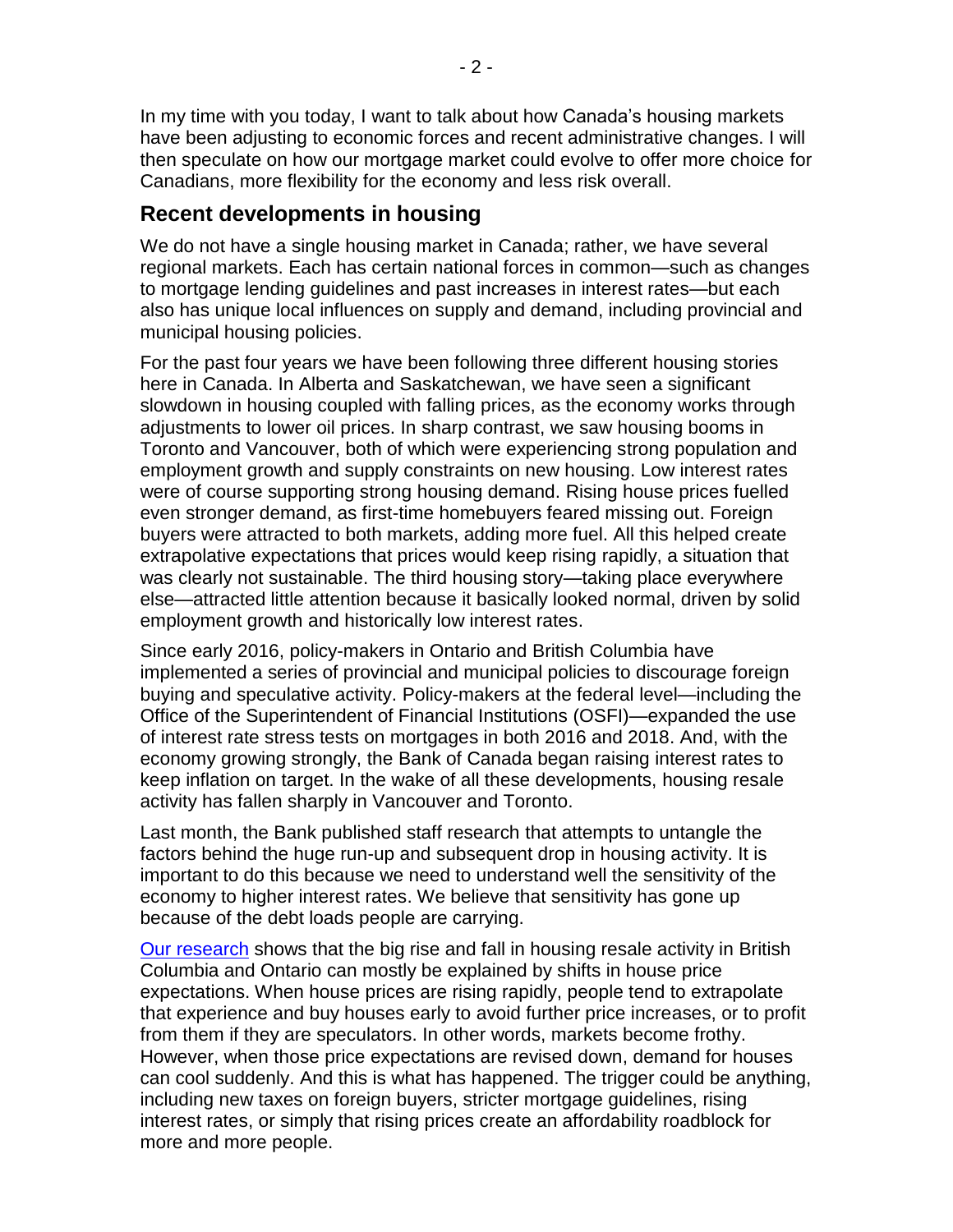In my time with you today, I want to talk about how Canada's housing markets have been adjusting to economic forces and recent administrative changes. I will then speculate on how our mortgage market could evolve to offer more choice for Canadians, more flexibility for the economy and less risk overall.

## Recent developments in housing

We do not have a single housing market in Canada; rather, we have several regional markets. Each has certain national forces in common—such as changes to mortgage lending guidelines and past increases in interest rates—but each also has unique local influences on supply and demand, including provincial and municipal housing policies.

For the past four years we have been following three different housing stories here in Canada. In Alberta and Saskatchewan, we have seen a significant slowdown in housing coupled with falling prices, as the economy works through adjustments to lower oil prices. In sharp contrast, we saw housing booms in Toronto and Vancouver, both of which were experiencing strong population and employment growth and supply constraints on new housing. Low interest rates were of course supporting strong housing demand. Rising house prices fuelled even stronger demand, as first-time homebuyers feared missing out. Foreign buyers were attracted to both markets, adding more fuel. All this helped create extrapolative expectations that prices would keep rising rapidly, a situation that was clearly not sustainable. The third housing story—taking place everywhere else—attracted little attention because it basically looked normal, driven by solid employment growth and historically low interest rates.

Since early 2016, policy-makers in Ontario and British Columbia have implemented a series of provincial and municipal policies to discourage foreign buying and speculative activity. Policy-makers at the federal level—including the Office of the Superintendent of Financial Institutions (OSFI)—expanded the use of interest rate stress tests on mortgages in both 2016 and 2018. And, with the economy growing strongly, the Bank of Canada began raising interest rates to keep inflation on target. In the wake of all these developments, housing resale activity has fallen sharply in Vancouver and Toronto.

Last month, the Bank published staff research that attempts to untangle the factors behind the huge run-up and subsequent drop in housing activity. It is important to do this because we need to understand well the sensitivity of the economy to higher interest rates. We believe that sensitivity has gone up because of the debt loads people are carrying.

Our research shows that the big rise and fall in housing resale activity in British Columbia and Ontario can mostly be explained by shifts in house price expectations. When house prices are rising rapidly, people tend to extrapolate that experience and buy houses early to avoid further price increases, or to profit from them if they are speculators. In other words, markets become frothy. However, when those price expectations are revised down, demand for houses can cool suddenly. And this is what has happened. The trigger could be anything, including new taxes on foreign buyers, stricter mortgage guidelines, rising interest rates, or simply that rising prices create an affordability roadblock for more and more people.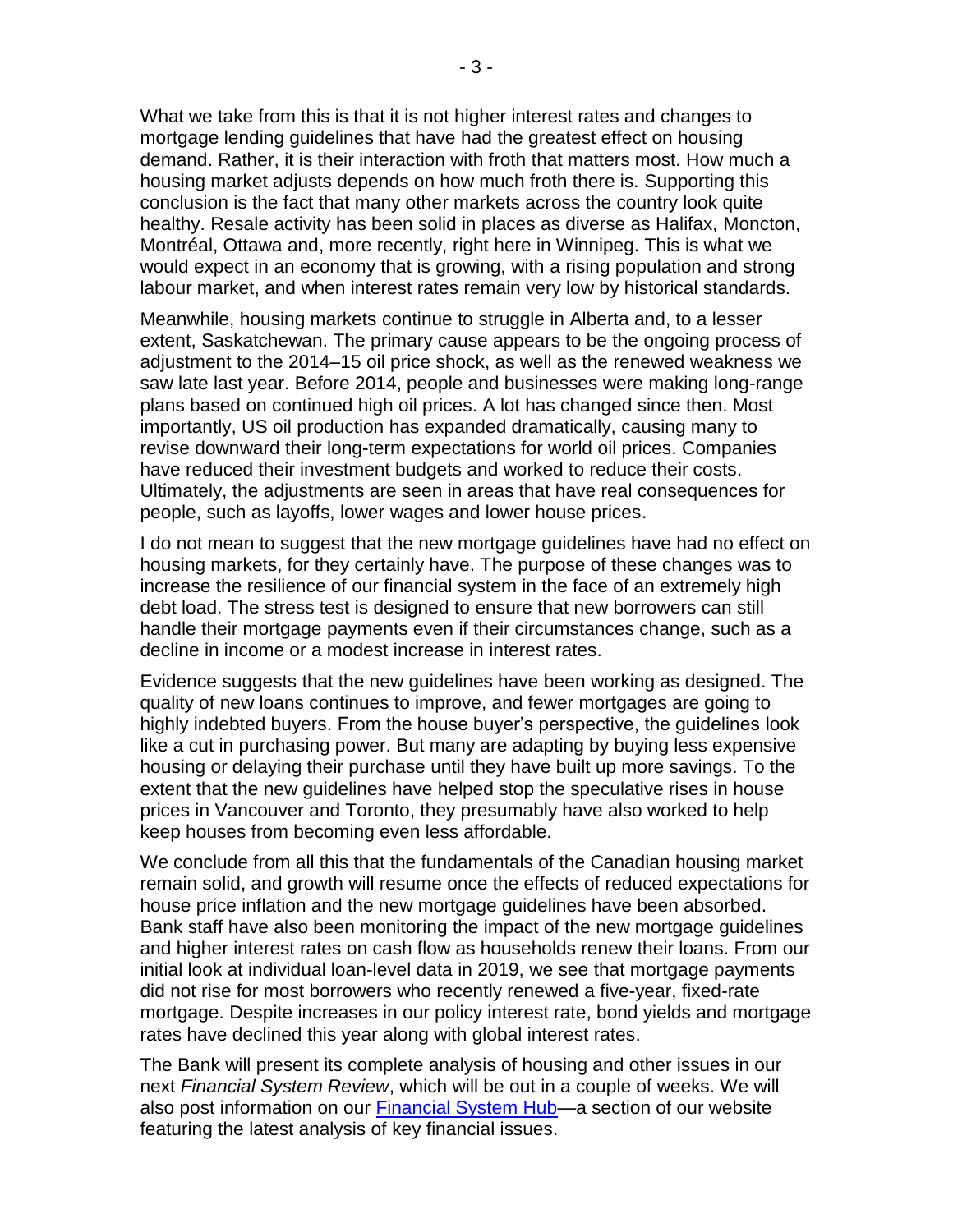What we take from this is that it is not higher interest rates and changes to mortgage lending guidelines that have had the greatest effect on housing demand. Rather, it is their interaction with froth that matters most. How much a housing market adjusts depends on how much froth there is. Supporting this conclusion is the fact that many other markets across the country look quite healthy. Resale activity has been solid in places as diverse as Halifax, Moncton, Montréal, Ottawa and, more recently, right here in Winnipeg. This is what we would expect in an economy that is growing, with a rising population and strong labour market, and when interest rates remain very low by historical standards.

Meanwhile, housing markets continue to struggle in Alberta and, to a lesser extent, Saskatchewan. The primary cause appears to be the ongoing process of adjustment to the 2014–15 oil price shock, as well as the renewed weakness we saw late last year. Before 2014, people and businesses were making long-range plans based on continued high oil prices. A lot has changed since then. Most importantly, US oil production has expanded dramatically, causing many to revise downward their long-term expectations for world oil prices. Companies have reduced their investment budgets and worked to reduce their costs. Ultimately, the adjustments are seen in areas that have real consequences for people, such as layoffs, lower wages and lower house prices.

I do not mean to suggest that the new mortgage guidelines have had no effect on housing markets, for they certainly have. The purpose of these changes was to increase the resilience of our financial system in the face of an extremely high debt load. The stress test is designed to ensure that new borrowers can still handle their mortgage payments even if their circumstances change, such as a decline in income or a modest increase in interest rates.

Evidence suggests that the new guidelines have been working as designed. The quality of new loans continues to improve, and fewer mortgages are going to highly indebted buyers. From the house buyer's perspective, the guidelines look like a cut in purchasing power. But many are adapting by buying less expensive housing or delaying their purchase until they have built up more savings. To the extent that the new guidelines have helped stop the speculative rises in house prices in Vancouver and Toronto, they presumably have also worked to help keep houses from becoming even less affordable.

We conclude from all this that the fundamentals of the Canadian housing market remain solid, and growth will resume once the effects of reduced expectations for house price inflation and the new mortgage guidelines have been absorbed. Bank staff have also been monitoring the impact of the new mortgage guidelines and higher interest rates on cash flow as households renew their loans. From our initial look at individual loan-level data in 2019, we see that mortgage payments did not rise for most borrowers who recently renewed a five-year, fixed-rate mortgage. Despite increases in our policy interest rate, bond yields and mortgage rates have declined this year along with global interest rates.

The Bank will present its complete analysis of housing and other issues in our next *Financial System Review*, which will be out in a couple of weeks. We will also post information on our Financial System Hub—a section of our website featuring the latest analysis of key financial issues.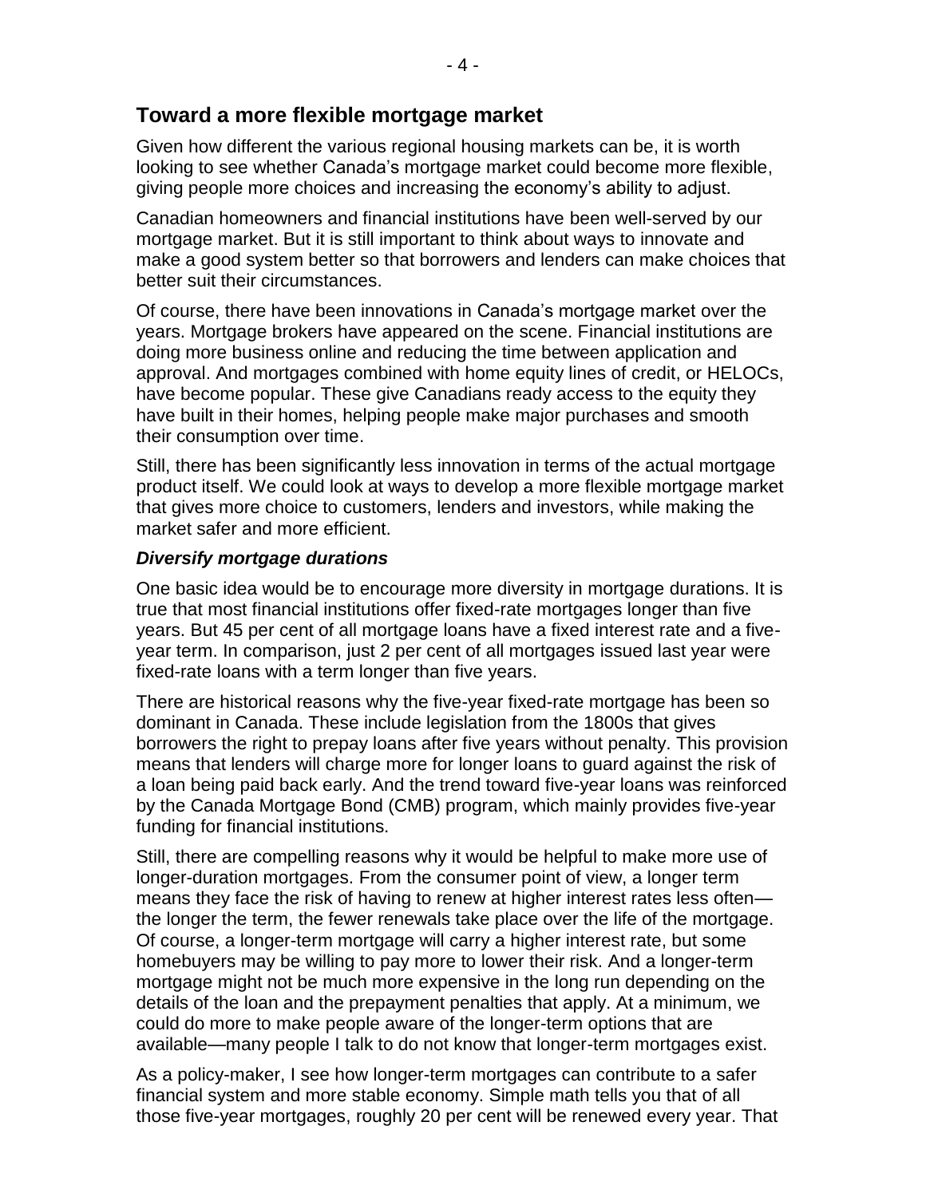## Toward a more flexible mortgage market

Given how different the various regional housing markets can be, it is worth looking to see whether Canada's mortgage market could become more flexible, giving people more choices and increasing the economy's ability to adjust.

Canadian homeowners and financial institutions have been well-served by our mortgage market. But it is still important to think about ways to innovate and make a good system better so that borrowers and lenders can make choices that better suit their circumstances.

Of course, there have been innovations in Canada's mortgage market over the years. Mortgage brokers have appeared on the scene. Financial institutions are doing more business online and reducing the time between application and approval. And mortgages combined with home equity lines of credit, or HELOCs, have become popular. These give Canadians ready access to the equity they have built in their homes, helping people make major purchases and smooth their consumption over time.

Still, there has been significantly less innovation in terms of the actual mortgage product itself. We could look at ways to develop a more flexible mortgage market that gives more choice to customers, lenders and investors, while making the market safer and more efficient.

### *Diversify mortgage durations*

One basic idea would be to encourage more diversity in mortgage durations. It is true that most financial institutions offer fixed-rate mortgages longer than five years. But 45 per cent of all mortgage loans have a fixed interest rate and a five-year term. In comparison, just 2 per cent of all mortgages issued last year were fixed-rate loans with a term longer than five years.

There are historical reasons why the five-year fixed-rate mortgage has been so dominant in Canada. These include legislation from the 1800s that gives borrowers the right to prepay loans after five years without penalty. This provision means that lenders will charge more for longer loans to guard against the risk of a loan being paid back early. And the trend toward five-year loans was reinforced by the Canada Mortgage Bond (CMB) program, which mainly provides five-year funding for financial institutions.

Still, there are compelling reasons why it would be helpful to make more use of longer-duration mortgages. From the consumer point of view, a longer term means they face the risk of having to renew at higher interest rates less often—the longer the term, the fewer renewals take place over the life of the mortgage. Of course, a longer-term mortgage will carry a higher interest rate, but some homebuyers may be willing to pay more to lower their risk. And a longer-term mortgage might not be much more expensive in the long run depending on the details of the loan and the prepayment penalties that apply. At a minimum, we could do more to make people aware of the longer-term options that are available—many people I talk to do not know that longer-term mortgages exist.

As a policy-maker, I see how longer-term mortgages can contribute to a safer financial system and more stable economy. Simple math tells you that of all those five-year mortgages, roughly 20 per cent will be renewed every year. That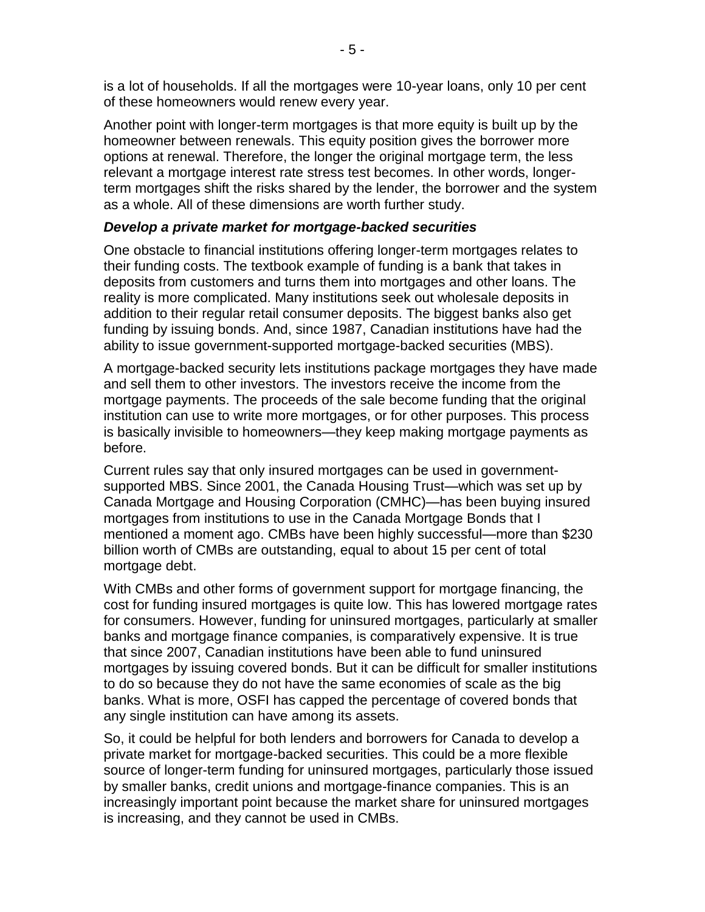is a lot of households. If all the mortgages were 10-year loans, only 10 per cent of these homeowners would renew every year.

Another point with longer-term mortgages is that more equity is built up by the homeowner between renewals. This equity position gives the borrower more options at renewal. Therefore, the longer the original mortgage term, the less relevant a mortgage interest rate stress test becomes. In other words, longer-term mortgages shift the risks shared by the lender, the borrower and the system as a whole. All of these dimensions are worth further study.

***Develop a private market for mortgage-backed securities***

One obstacle to financial institutions offering longer-term mortgages relates to their funding costs. The textbook example of funding is a bank that takes in deposits from customers and turns them into mortgages and other loans. The reality is more complicated. Many institutions seek out wholesale deposits in addition to their regular retail consumer deposits. The biggest banks also get funding by issuing bonds. And, since 1987, Canadian institutions have had the ability to issue government-supported mortgage-backed securities (MBS).

A mortgage-backed security lets institutions package mortgages they have made and sell them to other investors. The investors receive the income from the mortgage payments. The proceeds of the sale become funding that the original institution can use to write more mortgages, or for other purposes. This process is basically invisible to homeowners—they keep making mortgage payments as before.

Current rules say that only insured mortgages can be used in government-supported MBS. Since 2001, the Canada Housing Trust—which was set up by Canada Mortgage and Housing Corporation (CMHC)—has been buying insured mortgages from institutions to use in the Canada Mortgage Bonds that I mentioned a moment ago. CMBs have been highly successful—more than $230 billion worth of CMBs are outstanding, equal to about 15 per cent of total mortgage debt.

With CMBs and other forms of government support for mortgage financing, the cost for funding insured mortgages is quite low. This has lowered mortgage rates for consumers. However, funding for uninsured mortgages, particularly at smaller banks and mortgage finance companies, is comparatively expensive. It is true that since 2007, Canadian institutions have been able to fund uninsured mortgages by issuing covered bonds. But it can be difficult for smaller institutions to do so because they do not have the same economies of scale as the big banks. What is more, OSFI has capped the percentage of covered bonds that any single institution can have among its assets.

So, it could be helpful for both lenders and borrowers for Canada to develop a private market for mortgage-backed securities. This could be a more flexible source of longer-term funding for uninsured mortgages, particularly those issued by smaller banks, credit unions and mortgage-finance companies. This is an increasingly important point because the market share for uninsured mortgages is increasing, and they cannot be used in CMBs.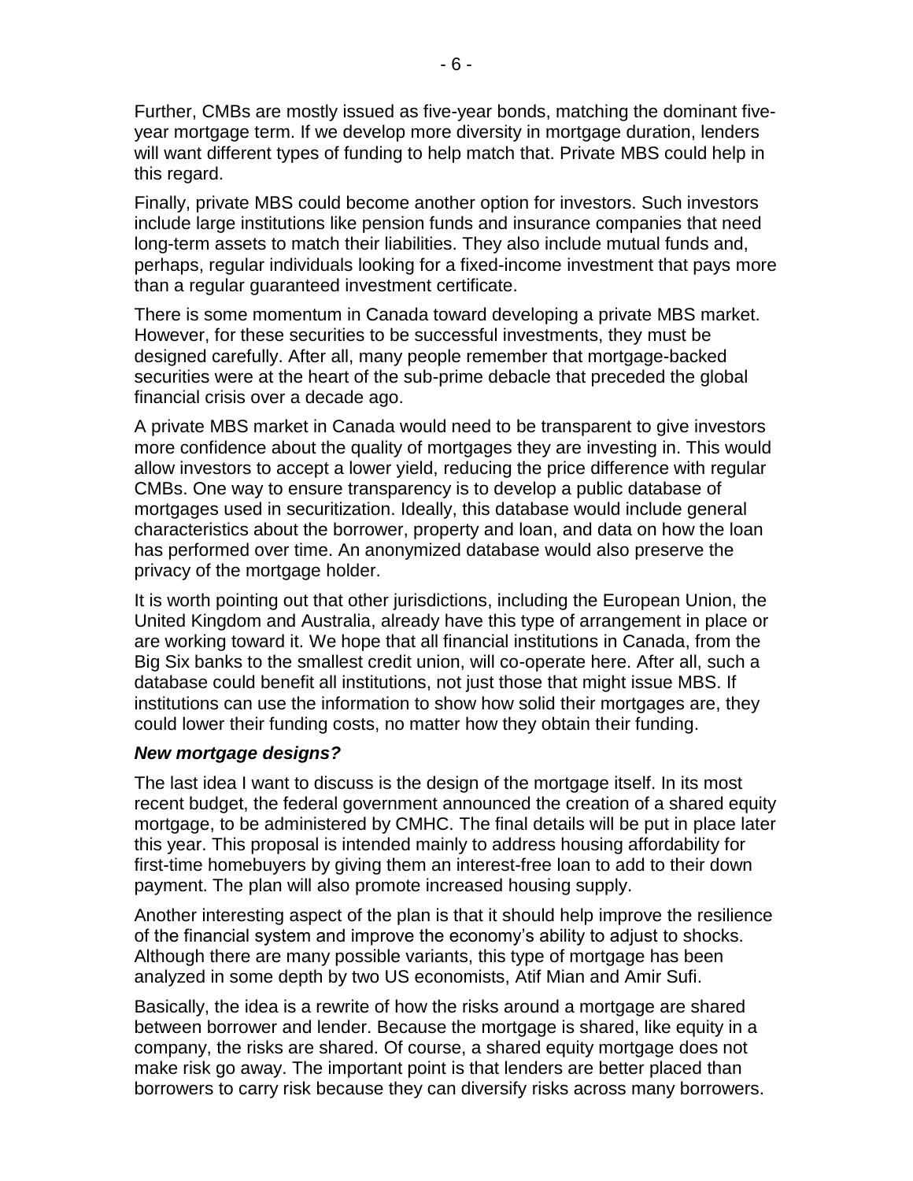Further, CMBs are mostly issued as five-year bonds, matching the dominant five-year mortgage term. If we develop more diversity in mortgage duration, lenders will want different types of funding to help match that. Private MBS could help in this regard.

Finally, private MBS could become another option for investors. Such investors include large institutions like pension funds and insurance companies that need long-term assets to match their liabilities. They also include mutual funds and, perhaps, regular individuals looking for a fixed-income investment that pays more than a regular guaranteed investment certificate.

There is some momentum in Canada toward developing a private MBS market. However, for these securities to be successful investments, they must be designed carefully. After all, many people remember that mortgage-backed securities were at the heart of the sub-prime debacle that preceded the global financial crisis over a decade ago.

A private MBS market in Canada would need to be transparent to give investors more confidence about the quality of mortgages they are investing in. This would allow investors to accept a lower yield, reducing the price difference with regular CMBs. One way to ensure transparency is to develop a public database of mortgages used in securitization. Ideally, this database would include general characteristics about the borrower, property and loan, and data on how the loan has performed over time. An anonymized database would also preserve the privacy of the mortgage holder.

It is worth pointing out that other jurisdictions, including the European Union, the United Kingdom and Australia, already have this type of arrangement in place or are working toward it. We hope that all financial institutions in Canada, from the Big Six banks to the smallest credit union, will co-operate here. After all, such a database could benefit all institutions, not just those that might issue MBS. If institutions can use the information to show how solid their mortgages are, they could lower their funding costs, no matter how they obtain their funding.

### *New mortgage designs?*

The last idea I want to discuss is the design of the mortgage itself. In its most recent budget, the federal government announced the creation of a shared equity mortgage, to be administered by CMHC. The final details will be put in place later this year. This proposal is intended mainly to address housing affordability for first-time homebuyers by giving them an interest-free loan to add to their down payment. The plan will also promote increased housing supply.

Another interesting aspect of the plan is that it should help improve the resilience of the financial system and improve the economy's ability to adjust to shocks. Although there are many possible variants, this type of mortgage has been analyzed in some depth by two US economists, Atif Mian and Amir Sufi.

Basically, the idea is a rewrite of how the risks around a mortgage are shared between borrower and lender. Because the mortgage is shared, like equity in a company, the risks are shared. Of course, a shared equity mortgage does not make risk go away. The important point is that lenders are better placed than borrowers to carry risk because they can diversify risks across many borrowers.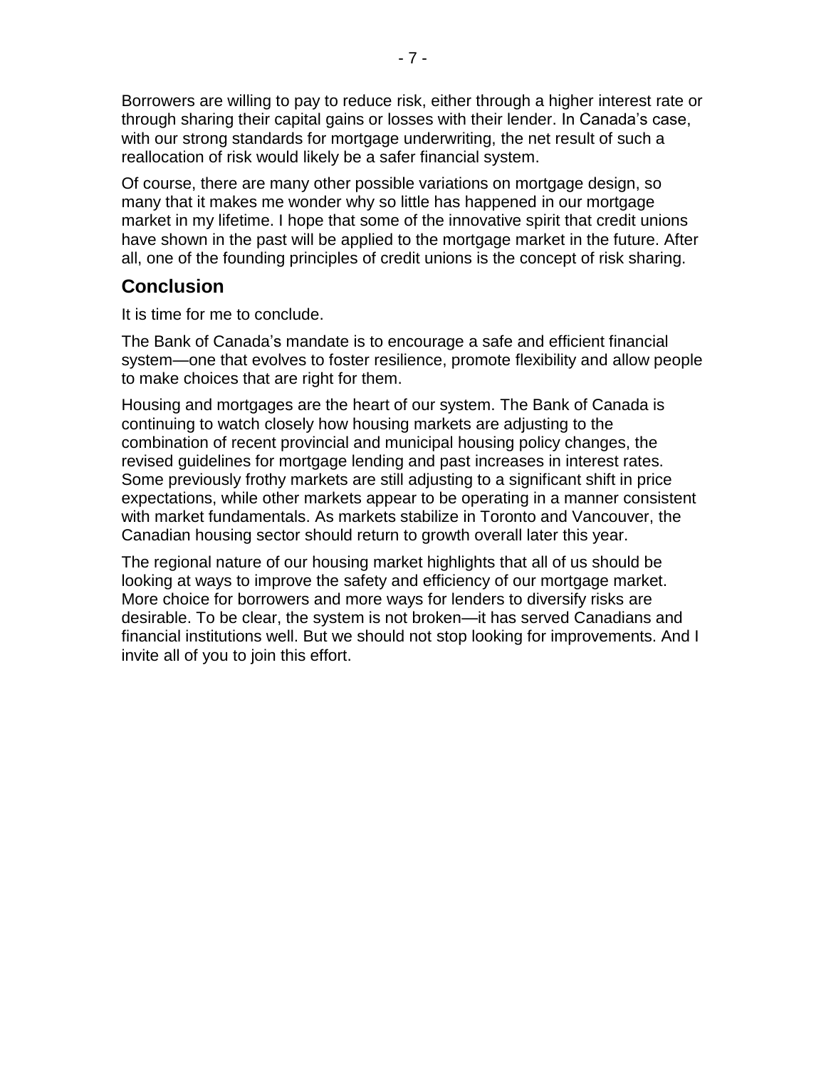Borrowers are willing to pay to reduce risk, either through a higher interest rate or through sharing their capital gains or losses with their lender. In Canada's case, with our strong standards for mortgage underwriting, the net result of such a reallocation of risk would likely be a safer financial system.

Of course, there are many other possible variations on mortgage design, so many that it makes me wonder why so little has happened in our mortgage market in my lifetime. I hope that some of the innovative spirit that credit unions have shown in the past will be applied to the mortgage market in the future. After all, one of the founding principles of credit unions is the concept of risk sharing.

## Conclusion

It is time for me to conclude.

The Bank of Canada's mandate is to encourage a safe and efficient financial system—one that evolves to foster resilience, promote flexibility and allow people to make choices that are right for them.

Housing and mortgages are the heart of our system. The Bank of Canada is continuing to watch closely how housing markets are adjusting to the combination of recent provincial and municipal housing policy changes, the revised guidelines for mortgage lending and past increases in interest rates. Some previously frothy markets are still adjusting to a significant shift in price expectations, while other markets appear to be operating in a manner consistent with market fundamentals. As markets stabilize in Toronto and Vancouver, the Canadian housing sector should return to growth overall later this year.

The regional nature of our housing market highlights that all of us should be looking at ways to improve the safety and efficiency of our mortgage market. More choice for borrowers and more ways for lenders to diversify risks are desirable. To be clear, the system is not broken—it has served Canadians and financial institutions well. But we should not stop looking for improvements. And I invite all of you to join this effort.